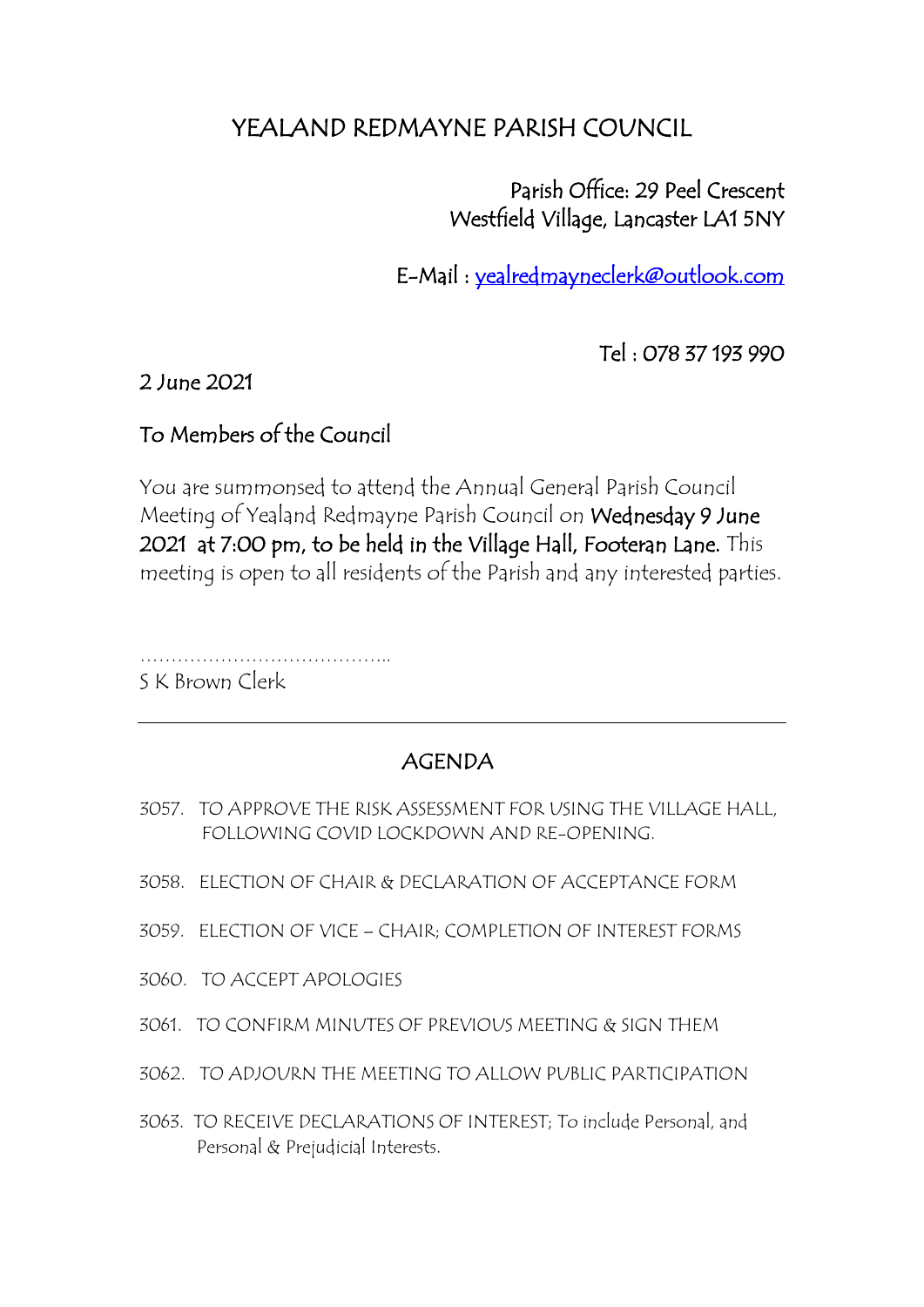# YEALAND REDMAYNE PARISH COUNCIL

Parish Office: 29 Peel Crescent
Westfield Village, Lancaster LA1 5NY

E-Mail : yealredmayneclerk@outlook.com

Tel : 078 37 193 990

2 June 2021

To Members of the Council

You are summonsed to attend the Annual General Parish Council Meeting of Yealand Redmayne Parish Council on **Wednesday 9 June 2021 at 7:00 pm, to be held in the Village Hall, Footeran Lane.** This meeting is open to all residents of the Parish and any interested parties.

…………………………………..
S K Brown Clerk

---

## AGENDA

3057. TO APPROVE THE RISK ASSESSMENT FOR USING THE VILLAGE HALL, FOLLOWING COVID LOCKDOWN AND RE-OPENING.

3058. ELECTION OF CHAIR & DECLARATION OF ACCEPTANCE FORM

3059. ELECTION OF VICE – CHAIR; COMPLETION OF INTEREST FORMS

3060. TO ACCEPT APOLOGIES

3061. TO CONFIRM MINUTES OF PREVIOUS MEETING & SIGN THEM

3062. TO ADJOURN THE MEETING TO ALLOW PUBLIC PARTICIPATION

3063. TO RECEIVE DECLARATIONS OF INTEREST; To include Personal, and Personal & Prejudicial Interests.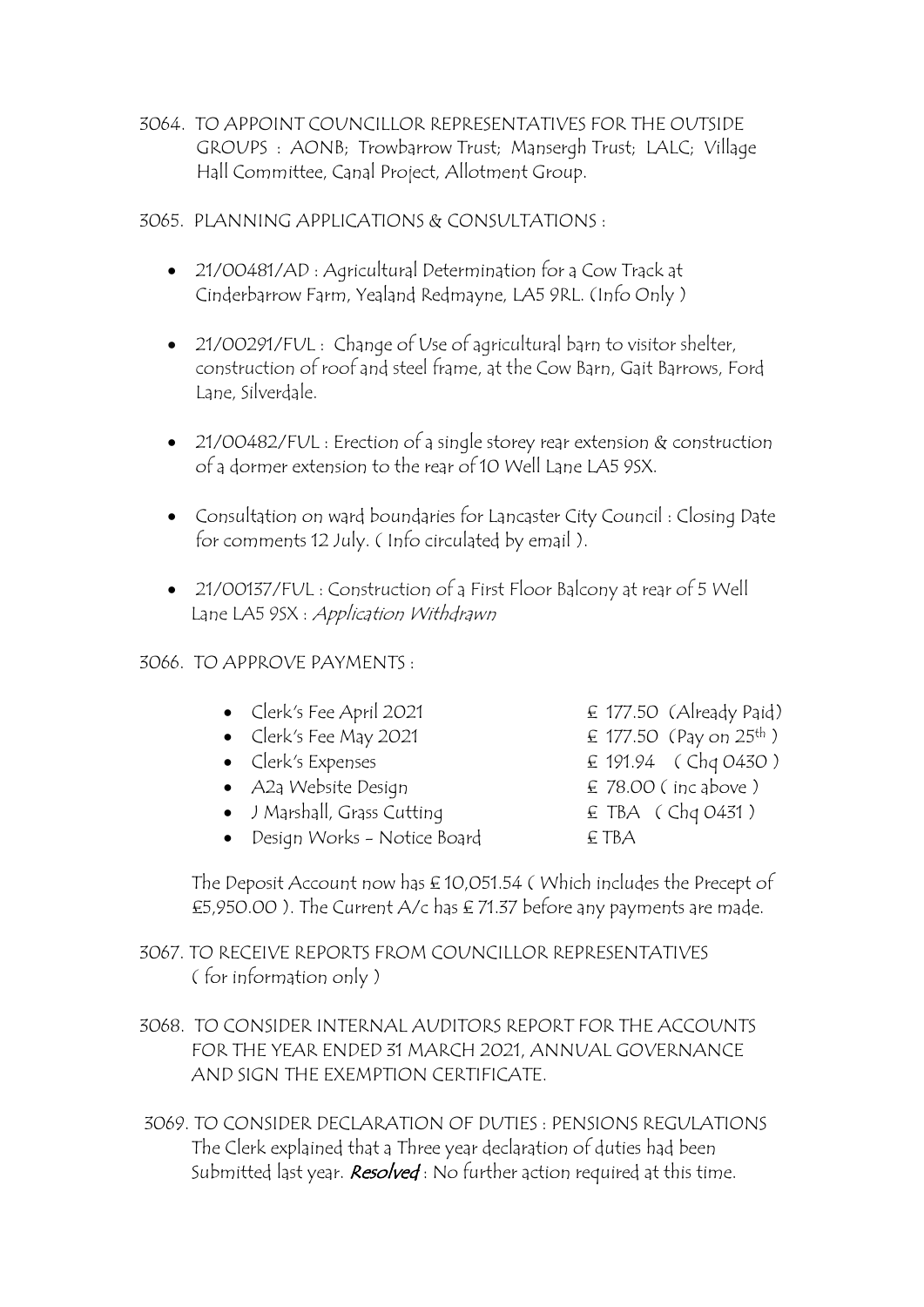3064. TO APPOINT COUNCILLOR REPRESENTATIVES FOR THE OUTSIDE GROUPS : AONB; Trowbarrow Trust; Mansergh Trust; LALC; Village Hall Committee, Canal Project, Allotment Group.

3065. PLANNING APPLICATIONS & CONSULTATIONS :

- 21/00481/AD : Agricultural Determination for a Cow Track at Cinderbarrow Farm, Yealand Redmayne, LA5 9RL. (Info Only )
- 21/00291/FUL : Change of Use of agricultural barn to visitor shelter, construction of roof and steel frame, at the Cow Barn, Gait Barrows, Ford Lane, Silverdale.
- 21/00482/FUL : Erection of a single storey rear extension & construction of a dormer extension to the rear of 10 Well Lane LA5 9SX.
- Consultation on ward boundaries for Lancaster City Council : Closing Date for comments 12 July. ( Info circulated by email ).
- 21/00137/FUL : Construction of a First Floor Balcony at rear of 5 Well Lane LA5 9SX : *Application Withdrawn*

3066. TO APPROVE PAYMENTS :

- Clerk's Fee April 2021 — £ 177.50 (Already Paid)
- Clerk's Fee May 2021 — £ 177.50 (Pay on 25th )
- Clerk's Expenses — £ 191.94 ( Chq 0430 )
- A2a Website Design — £ 78.00 ( inc above )
- J Marshall, Grass Cutting — £ TBA ( Chq 0431 )
- Design Works – Notice Board — £ TBA

The Deposit Account now has £ 10,051.54 ( Which includes the Precept of £5,950.00 ). The Current A/c has £ 71.37 before any payments are made.

3067. TO RECEIVE REPORTS FROM COUNCILLOR REPRESENTATIVES ( for information only )

3068. TO CONSIDER INTERNAL AUDITORS REPORT FOR THE ACCOUNTS FOR THE YEAR ENDED 31 MARCH 2021, ANNUAL GOVERNANCE AND SIGN THE EXEMPTION CERTIFICATE.

3069. TO CONSIDER DECLARATION OF DUTIES : PENSIONS REGULATIONS The Clerk explained that a Three year declaration of duties had been Submitted last year. ***Resolved*** : No further action required at this time.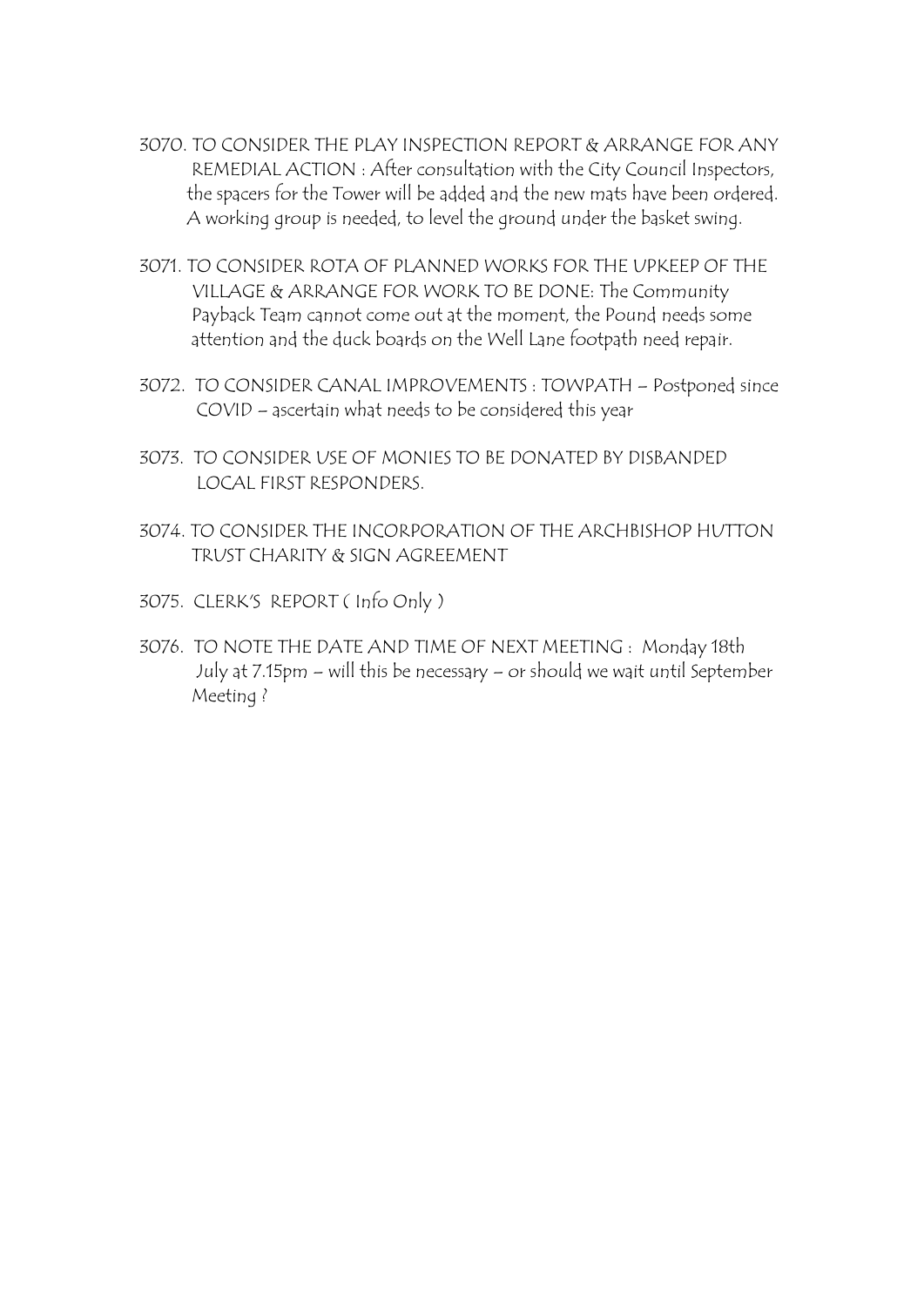3070. TO CONSIDER THE PLAY INSPECTION REPORT & ARRANGE FOR ANY REMEDIAL ACTION : After consultation with the City Council Inspectors, the spacers for the Tower will be added and the new mats have been ordered. A working group is needed, to level the ground under the basket swing.

3071. TO CONSIDER ROTA OF PLANNED WORKS FOR THE UPKEEP OF THE VILLAGE & ARRANGE FOR WORK TO BE DONE: The Community Payback Team cannot come out at the moment, the Pound needs some attention and the duck boards on the Well Lane footpath need repair.

3072. TO CONSIDER CANAL IMPROVEMENTS : TOWPATH – Postponed since COVID – ascertain what needs to be considered this year

3073. TO CONSIDER USE OF MONIES TO BE DONATED BY DISBANDED LOCAL FIRST RESPONDERS.

3074. TO CONSIDER THE INCORPORATION OF THE ARCHBISHOP HUTTON TRUST CHARITY & SIGN AGREEMENT

3075. CLERK'S REPORT ( Info Only )

3076. TO NOTE THE DATE AND TIME OF NEXT MEETING : Monday 18th July at 7.15pm – will this be necessary – or should we wait until September Meeting ?